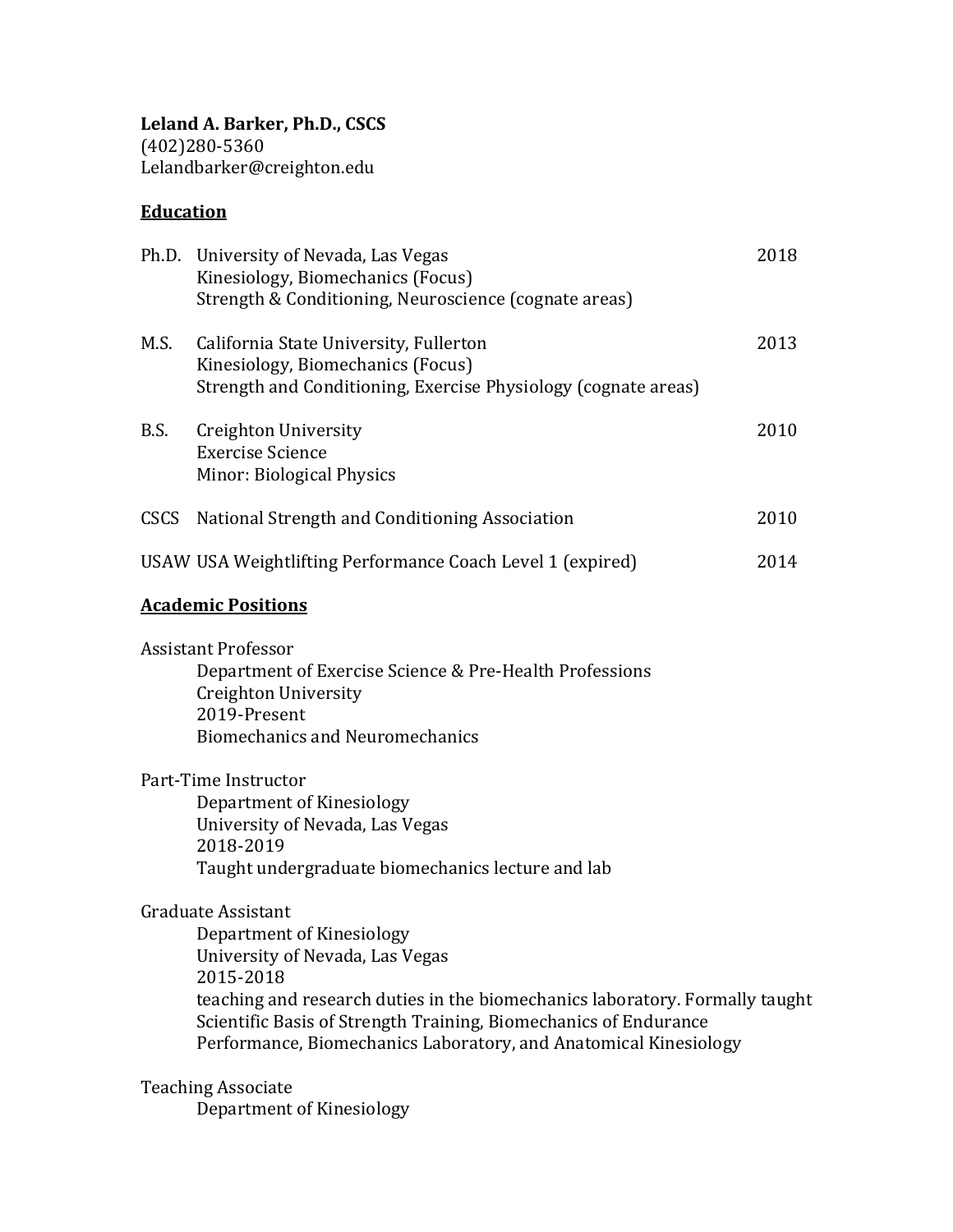**Leland A. Barker, Ph.D., CSCS**
(402)280-5360
Lelandbarker@creighton.edu

## Education

Ph.D. University of Nevada, Las Vegas — 2018
Kinesiology, Biomechanics (Focus)
Strength & Conditioning, Neuroscience (cognate areas)

M.S. California State University, Fullerton — 2013
Kinesiology, Biomechanics (Focus)
Strength and Conditioning, Exercise Physiology (cognate areas)

B.S. Creighton University — 2010
Exercise Science
Minor: Biological Physics

CSCS National Strength and Conditioning Association — 2010

USAW USA Weightlifting Performance Coach Level 1 (expired) — 2014

## Academic Positions

Assistant Professor
Department of Exercise Science & Pre-Health Professions
Creighton University
2019-Present
Biomechanics and Neuromechanics

Part-Time Instructor
Department of Kinesiology
University of Nevada, Las Vegas
2018-2019
Taught undergraduate biomechanics lecture and lab

Graduate Assistant
Department of Kinesiology
University of Nevada, Las Vegas
2015-2018
teaching and research duties in the biomechanics laboratory. Formally taught Scientific Basis of Strength Training, Biomechanics of Endurance Performance, Biomechanics Laboratory, and Anatomical Kinesiology

Teaching Associate
Department of Kinesiology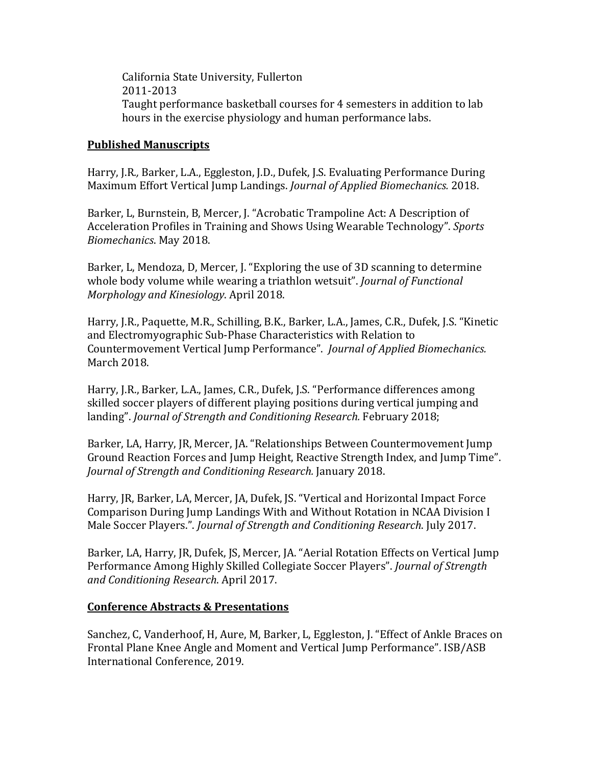California State University, Fullerton
2011-2013
Taught performance basketball courses for 4 semesters in addition to lab hours in the exercise physiology and human performance labs.

## Published Manuscripts

Harry, J.R., Barker, L.A., Eggleston, J.D., Dufek, J.S. Evaluating Performance During Maximum Effort Vertical Jump Landings. *Journal of Applied Biomechanics.* 2018.

Barker, L, Burnstein, B, Mercer, J. "Acrobatic Trampoline Act: A Description of Acceleration Profiles in Training and Shows Using Wearable Technology". *Sports Biomechanics*. May 2018.

Barker, L, Mendoza, D, Mercer, J. "Exploring the use of 3D scanning to determine whole body volume while wearing a triathlon wetsuit". *Journal of Functional Morphology and Kinesiology*. April 2018.

Harry, J.R., Paquette, M.R., Schilling, B.K., Barker, L.A., James, C.R., Dufek, J.S. "Kinetic and Electromyographic Sub-Phase Characteristics with Relation to Countermovement Vertical Jump Performance". *Journal of Applied Biomechanics.* March 2018.

Harry, J.R., Barker, L.A., James, C.R., Dufek, J.S. "Performance differences among skilled soccer players of different playing positions during vertical jumping and landing". *Journal of Strength and Conditioning Research.* February 2018;

Barker, LA, Harry, JR, Mercer, JA. "Relationships Between Countermovement Jump Ground Reaction Forces and Jump Height, Reactive Strength Index, and Jump Time". *Journal of Strength and Conditioning Research.* January 2018.

Harry, JR, Barker, LA, Mercer, JA, Dufek, JS. "Vertical and Horizontal Impact Force Comparison During Jump Landings With and Without Rotation in NCAA Division I Male Soccer Players.". *Journal of Strength and Conditioning Research.* July 2017.

Barker, LA, Harry, JR, Dufek, JS, Mercer, JA. "Aerial Rotation Effects on Vertical Jump Performance Among Highly Skilled Collegiate Soccer Players". *Journal of Strength and Conditioning Research*. April 2017.

## Conference Abstracts & Presentations

Sanchez, C, Vanderhoof, H, Aure, M, Barker, L, Eggleston, J. "Effect of Ankle Braces on Frontal Plane Knee Angle and Moment and Vertical Jump Performance". ISB/ASB International Conference, 2019.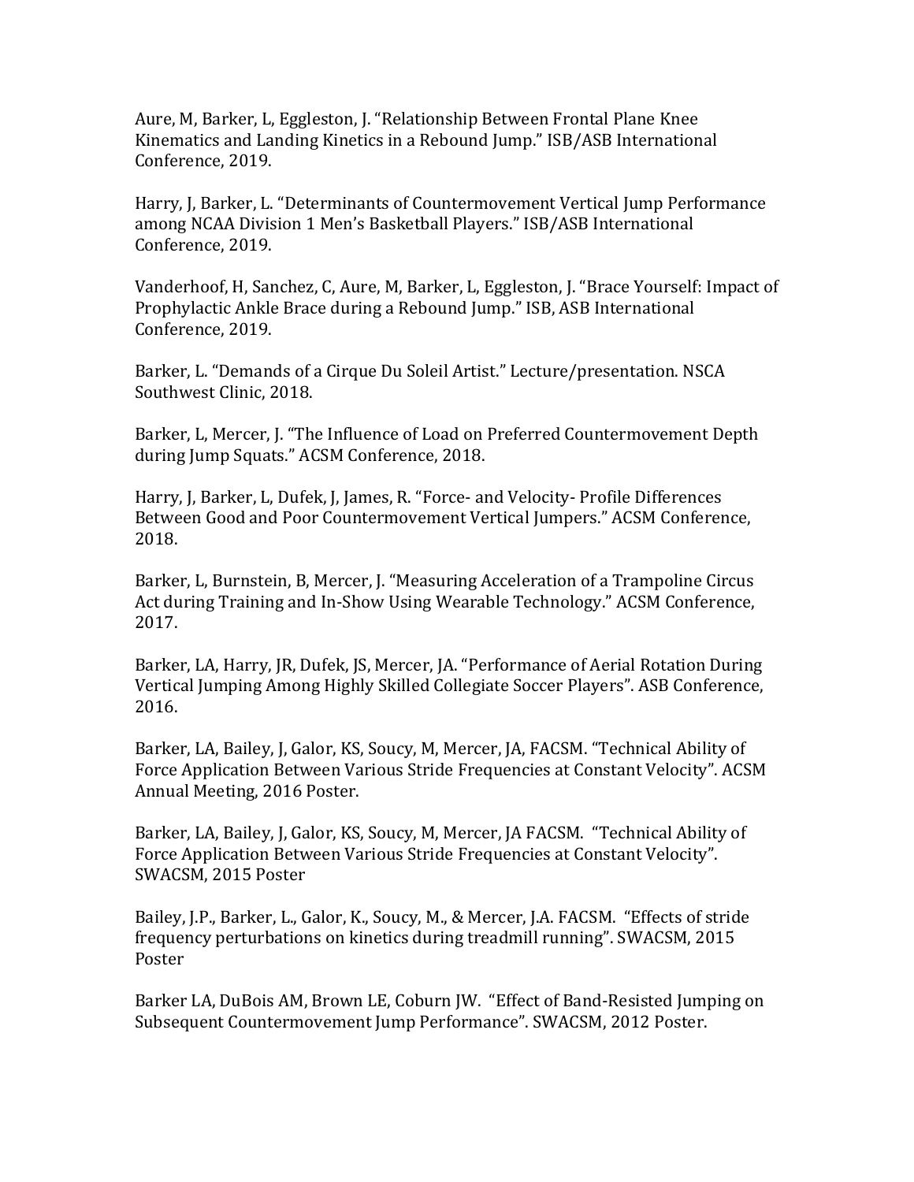Aure, M, Barker, L, Eggleston, J. “Relationship Between Frontal Plane Knee Kinematics and Landing Kinetics in a Rebound Jump.” ISB/ASB International Conference, 2019.

Harry, J, Barker, L. “Determinants of Countermovement Vertical Jump Performance among NCAA Division 1 Men’s Basketball Players.” ISB/ASB International Conference, 2019.

Vanderhoof, H, Sanchez, C, Aure, M, Barker, L, Eggleston, J. “Brace Yourself: Impact of Prophylactic Ankle Brace during a Rebound Jump.” ISB, ASB International Conference, 2019.

Barker, L. “Demands of a Cirque Du Soleil Artist.” Lecture/presentation. NSCA Southwest Clinic, 2018.

Barker, L, Mercer, J. “The Influence of Load on Preferred Countermovement Depth during Jump Squats.” ACSM Conference, 2018.

Harry, J, Barker, L, Dufek, J, James, R. “Force- and Velocity- Profile Differences Between Good and Poor Countermovement Vertical Jumpers.” ACSM Conference, 2018.

Barker, L, Burnstein, B, Mercer, J. “Measuring Acceleration of a Trampoline Circus Act during Training and In-Show Using Wearable Technology.” ACSM Conference, 2017.

Barker, LA, Harry, JR, Dufek, JS, Mercer, JA. “Performance of Aerial Rotation During Vertical Jumping Among Highly Skilled Collegiate Soccer Players”. ASB Conference, 2016.

Barker, LA, Bailey, J, Galor, KS, Soucy, M, Mercer, JA, FACSM. “Technical Ability of Force Application Between Various Stride Frequencies at Constant Velocity”. ACSM Annual Meeting, 2016 Poster.

Barker, LA, Bailey, J, Galor, KS, Soucy, M, Mercer, JA FACSM. “Technical Ability of Force Application Between Various Stride Frequencies at Constant Velocity”. SWACSM, 2015 Poster

Bailey, J.P., Barker, L., Galor, K., Soucy, M., & Mercer, J.A. FACSM. “Effects of stride frequency perturbations on kinetics during treadmill running”. SWACSM, 2015 Poster

Barker LA, DuBois AM, Brown LE, Coburn JW. “Effect of Band-Resisted Jumping on Subsequent Countermovement Jump Performance”. SWACSM, 2012 Poster.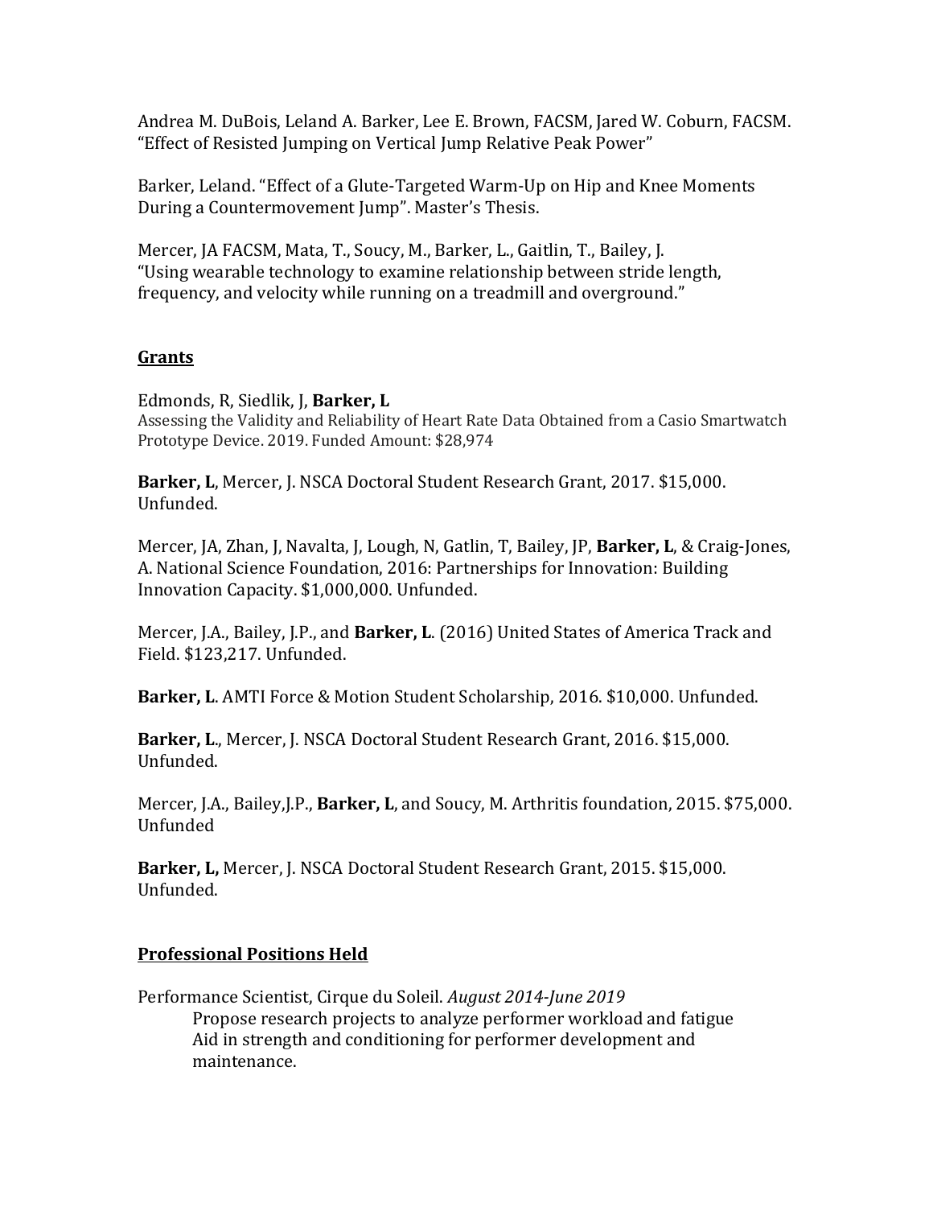Andrea M. DuBois, Leland A. Barker, Lee E. Brown, FACSM, Jared W. Coburn, FACSM. "Effect of Resisted Jumping on Vertical Jump Relative Peak Power"

Barker, Leland. "Effect of a Glute-Targeted Warm-Up on Hip and Knee Moments During a Countermovement Jump". Master's Thesis.

Mercer, JA FACSM, Mata, T., Soucy, M., Barker, L., Gaitlin, T., Bailey, J. "Using wearable technology to examine relationship between stride length, frequency, and velocity while running on a treadmill and overground."

## Grants

Edmonds, R, Siedlik, J, **Barker, L**
Assessing the Validity and Reliability of Heart Rate Data Obtained from a Casio Smartwatch Prototype Device. 2019. Funded Amount: $28,974

**Barker, L**, Mercer, J. NSCA Doctoral Student Research Grant, 2017. $15,000. Unfunded.

Mercer, JA, Zhan, J, Navalta, J, Lough, N, Gatlin, T, Bailey, JP, **Barker, L**, & Craig-Jones, A. National Science Foundation, 2016: Partnerships for Innovation: Building Innovation Capacity. $1,000,000. Unfunded.

Mercer, J.A., Bailey, J.P., and **Barker, L**. (2016) United States of America Track and Field. $123,217. Unfunded.

**Barker, L**. AMTI Force & Motion Student Scholarship, 2016. $10,000. Unfunded.

**Barker, L**., Mercer, J. NSCA Doctoral Student Research Grant, 2016. $15,000. Unfunded.

Mercer, J.A., Bailey,J.P., **Barker, L**, and Soucy, M. Arthritis foundation, 2015. $75,000. Unfunded

**Barker, L,** Mercer, J. NSCA Doctoral Student Research Grant, 2015. $15,000. Unfunded.

## Professional Positions Held

Performance Scientist, Cirque du Soleil. *August 2014-June 2019*

Propose research projects to analyze performer workload and fatigue
Aid in strength and conditioning for performer development and maintenance.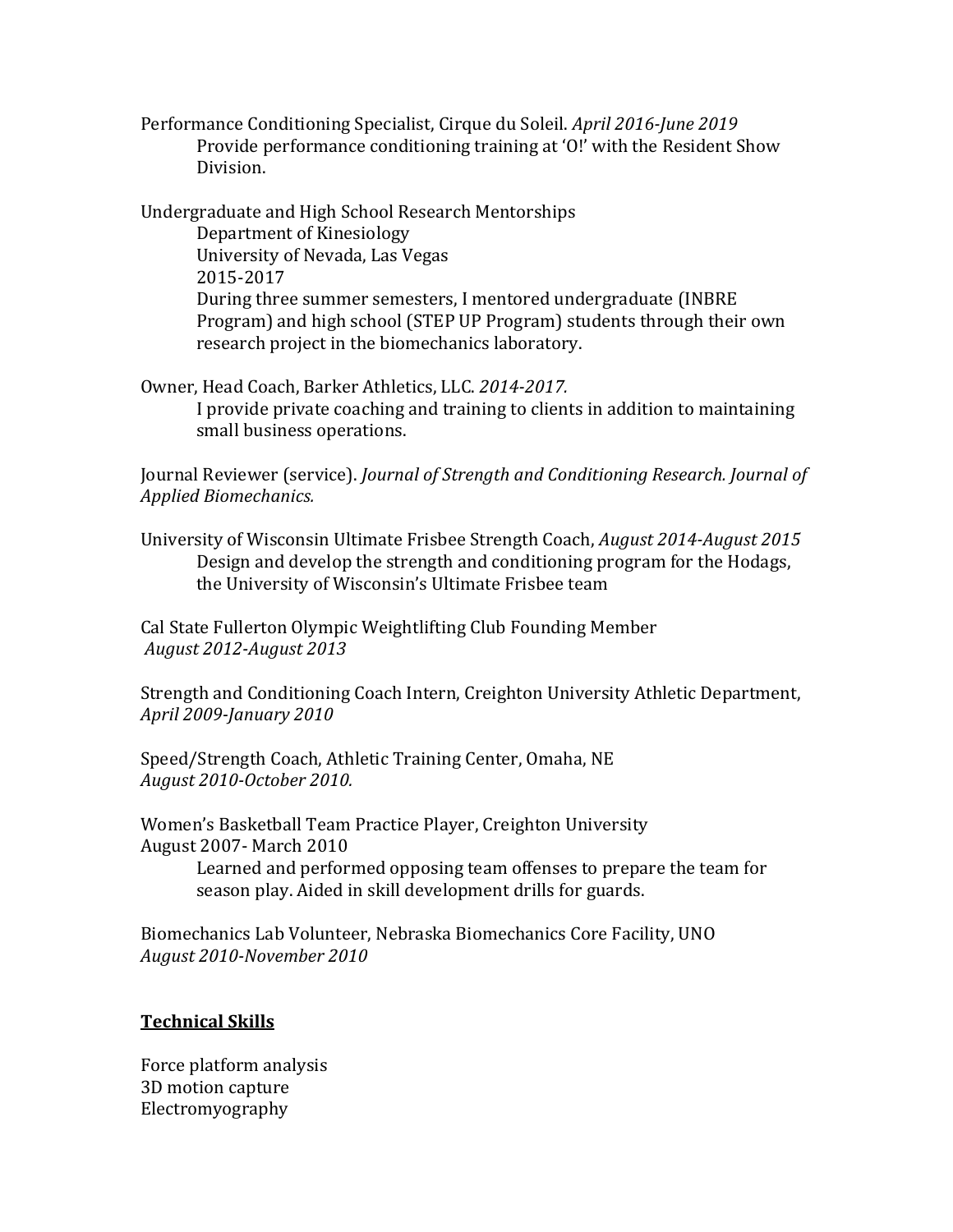Performance Conditioning Specialist, Cirque du Soleil. *April 2016-June 2019*

Provide performance conditioning training at 'O!' with the Resident Show Division.

Undergraduate and High School Research Mentorships

Department of Kinesiology
University of Nevada, Las Vegas
2015-2017

During three summer semesters, I mentored undergraduate (INBRE Program) and high school (STEP UP Program) students through their own research project in the biomechanics laboratory.

Owner, Head Coach, Barker Athletics, LLC. *2014-2017.*

I provide private coaching and training to clients in addition to maintaining small business operations.

Journal Reviewer (service). *Journal of Strength and Conditioning Research. Journal of Applied Biomechanics.*

University of Wisconsin Ultimate Frisbee Strength Coach, *August 2014-August 2015*

Design and develop the strength and conditioning program for the Hodags, the University of Wisconsin's Ultimate Frisbee team

Cal State Fullerton Olympic Weightlifting Club Founding Member
*August 2012-August 2013*

Strength and Conditioning Coach Intern, Creighton University Athletic Department, *April 2009-January 2010*

Speed/Strength Coach, Athletic Training Center, Omaha, NE
*August 2010-October 2010.*

Women's Basketball Team Practice Player, Creighton University
August 2007- March 2010

Learned and performed opposing team offenses to prepare the team for season play. Aided in skill development drills for guards.

Biomechanics Lab Volunteer, Nebraska Biomechanics Core Facility, UNO
*August 2010-November 2010*

## **Technical Skills**

Force platform analysis
3D motion capture
Electromyography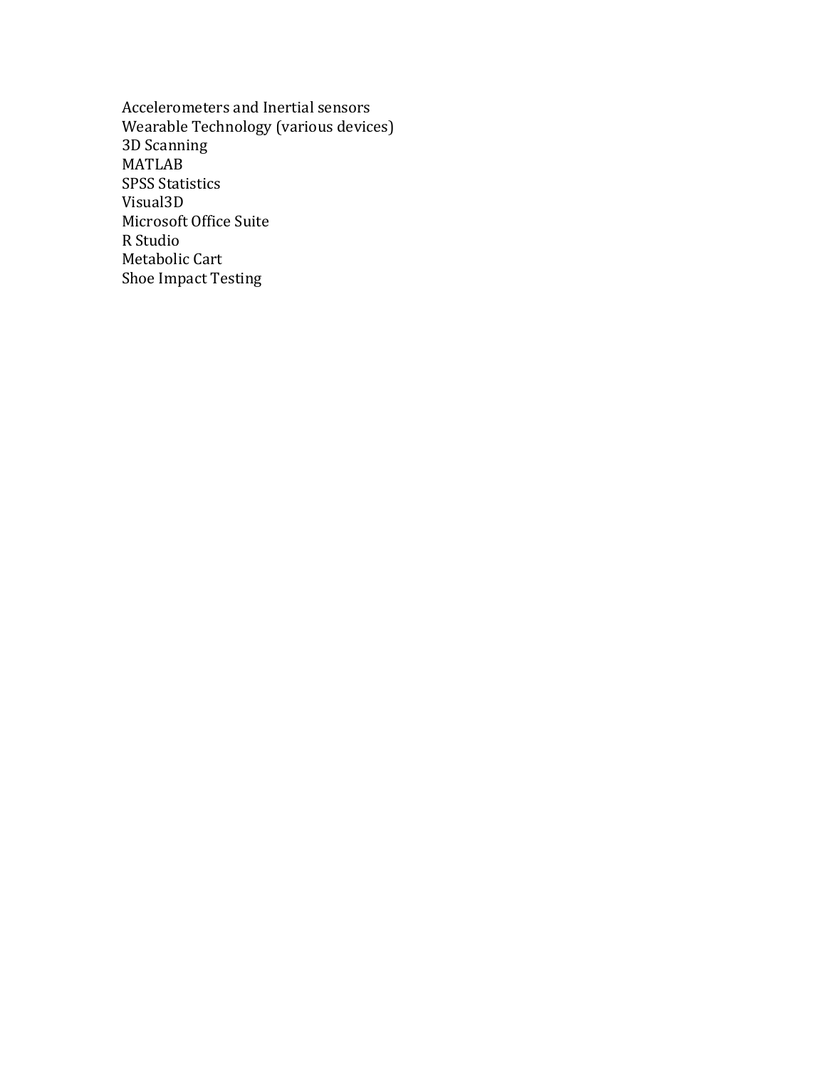Accelerometers and Inertial sensors
Wearable Technology (various devices)
3D Scanning
MATLAB
SPSS Statistics
Visual3D
Microsoft Office Suite
R Studio
Metabolic Cart
Shoe Impact Testing